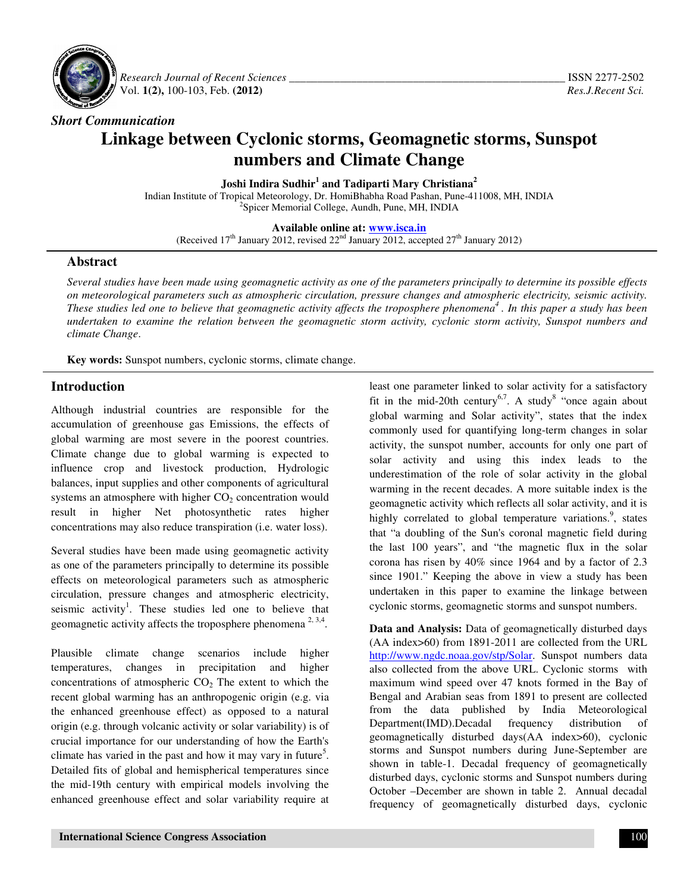*Short Communication*

# Linkage between Cyclonic storms, Geomagnetic storms, Sunspot numbers and Climate Change

**Joshi Indira Sudhir[1] and Tadiparti Mary Christiana[2]**

Indian Institute of Tropical Meteorology, Dr. HomiBhabha Road Pashan, Pune-411008, MH, INDIA
[2]Spicer Memorial College, Aundh, Pune, MH, INDIA

**Available online at: www.isca.in**
(Received 17th January 2012, revised 22nd January 2012, accepted 27th January 2012)

## Abstract

*Several studies have been made using geomagnetic activity as one of the parameters principally to determine its possible effects on meteorological parameters such as atmospheric circulation, pressure changes and atmospheric electricity, seismic activity. These studies led one to believe that geomagnetic activity affects the troposphere phenomena[4]. In this paper a study has been undertaken to examine the relation between the geomagnetic storm activity, cyclonic storm activity, Sunspot numbers and climate Change.*

**Key words:** Sunspot numbers, cyclonic storms, climate change.

## Introduction

Although industrial countries are responsible for the accumulation of greenhouse gas Emissions, the effects of global warming are most severe in the poorest countries. Climate change due to global warming is expected to influence crop and livestock production, Hydrologic balances, input supplies and other components of agricultural systems an atmosphere with higher $CO_2$ concentration would result in higher Net photosynthetic rates higher concentrations may also reduce transpiration (i.e. water loss).

Several studies have been made using geomagnetic activity as one of the parameters principally to determine its possible effects on meteorological parameters such as atmospheric circulation, pressure changes and atmospheric electricity, seismic activity[1]. These studies led one to believe that geomagnetic activity affects the troposphere phenomena [2, 3,4].

Plausible climate change scenarios include higher temperatures, changes in precipitation and higher concentrations of atmospheric $CO_2$ The extent to which the recent global warming has an anthropogenic origin (e.g. via the enhanced greenhouse effect) as opposed to a natural origin (e.g. through volcanic activity or solar variability) is of crucial importance for our understanding of how the Earth's climate has varied in the past and how it may vary in future[5]. Detailed fits of global and hemispherical temperatures since the mid-19th century with empirical models involving the enhanced greenhouse effect and solar variability require at least one parameter linked to solar activity for a satisfactory fit in the mid-20th century[6,7]. A study[8] "once again about global warming and Solar activity", states that the index commonly used for quantifying long-term changes in solar activity, the sunspot number, accounts for only one part of solar activity and using this index leads to the underestimation of the role of solar activity in the global warming in the recent decades. A more suitable index is the geomagnetic activity which reflects all solar activity, and it is highly correlated to global temperature variations.[9], states that "a doubling of the Sun's coronal magnetic field during the last 100 years", and "the magnetic flux in the solar corona has risen by 40% since 1964 and by a factor of 2.3 since 1901." Keeping the above in view a study has been undertaken in this paper to examine the linkage between cyclonic storms, geomagnetic storms and sunspot numbers.

**Data and Analysis:** Data of geomagnetically disturbed days (AA index>60) from 1891-2011 are collected from the URL http://www.ngdc.noaa.gov/stp/Solar. Sunspot numbers data also collected from the above URL. Cyclonic storms with maximum wind speed over 47 knots formed in the Bay of Bengal and Arabian seas from 1891 to present are collected from the data published by India Meteorological Department(IMD).Decadal frequency distribution of geomagnetically disturbed days(AA index>60), cyclonic storms and Sunspot numbers during June-September are shown in table-1. Decadal frequency of geomagnetically disturbed days, cyclonic storms and Sunspot numbers during October –December are shown in table 2. Annual decadal frequency of geomagnetically disturbed days, cyclonic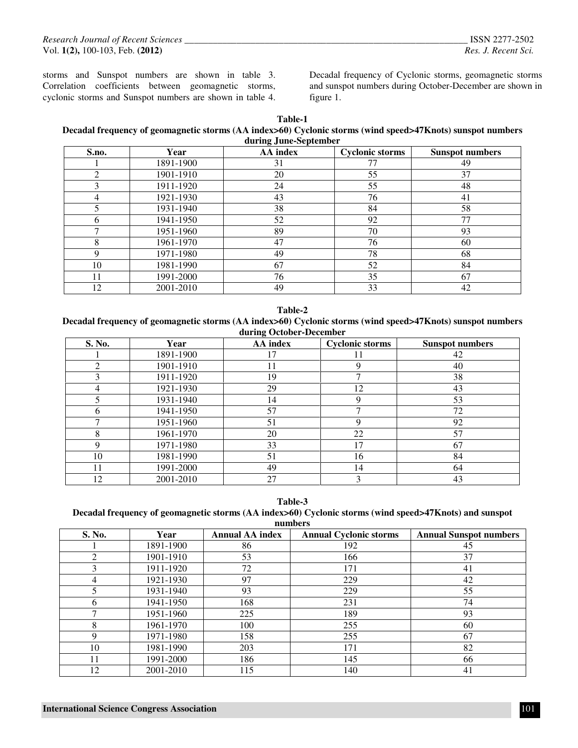storms and Sunspot numbers are shown in table 3. Correlation coefficients between geomagnetic storms, cyclonic storms and Sunspot numbers are shown in table 4. Decadal frequency of Cyclonic storms, geomagnetic storms and sunspot numbers during October-December are shown in figure 1.

**Table-1**
**Decadal frequency of geomagnetic storms (AA index>60) Cyclonic storms (wind speed>47Knots) sunspot numbers during June-September**

| S.no. | Year | AA index | Cyclonic storms | Sunspot numbers |
|---|---|---|---|---|
| 1 | 1891-1900 | 31 | 77 | 49 |
| 2 | 1901-1910 | 20 | 55 | 37 |
| 3 | 1911-1920 | 24 | 55 | 48 |
| 4 | 1921-1930 | 43 | 76 | 41 |
| 5 | 1931-1940 | 38 | 84 | 58 |
| 6 | 1941-1950 | 52 | 92 | 77 |
| 7 | 1951-1960 | 89 | 70 | 93 |
| 8 | 1961-1970 | 47 | 76 | 60 |
| 9 | 1971-1980 | 49 | 78 | 68 |
| 10 | 1981-1990 | 67 | 52 | 84 |
| 11 | 1991-2000 | 76 | 35 | 67 |
| 12 | 2001-2010 | 49 | 33 | 42 |

**Table-2**
**Decadal frequency of geomagnetic storms (AA index>60) Cyclonic storms (wind speed>47Knots) sunspot numbers during October-December**

| S. No. | Year | AA index | Cyclonic storms | Sunspot numbers |
|---|---|---|---|---|
| 1 | 1891-1900 | 17 | 11 | 42 |
| 2 | 1901-1910 | 11 | 9 | 40 |
| 3 | 1911-1920 | 19 | 7 | 38 |
| 4 | 1921-1930 | 29 | 12 | 43 |
| 5 | 1931-1940 | 14 | 9 | 53 |
| 6 | 1941-1950 | 57 | 7 | 72 |
| 7 | 1951-1960 | 51 | 9 | 92 |
| 8 | 1961-1970 | 20 | 22 | 57 |
| 9 | 1971-1980 | 33 | 17 | 67 |
| 10 | 1981-1990 | 51 | 16 | 84 |
| 11 | 1991-2000 | 49 | 14 | 64 |
| 12 | 2001-2010 | 27 | 3 | 43 |

**Table-3**
**Decadal frequency of geomagnetic storms (AA index>60) Cyclonic storms (wind speed>47Knots) and sunspot numbers**

| S. No. | Year | Annual AA index | Annual Cyclonic storms | Annual Sunspot numbers |
|---|---|---|---|---|
| 1 | 1891-1900 | 86 | 192 | 45 |
| 2 | 1901-1910 | 53 | 166 | 37 |
| 3 | 1911-1920 | 72 | 171 | 41 |
| 4 | 1921-1930 | 97 | 229 | 42 |
| 5 | 1931-1940 | 93 | 229 | 55 |
| 6 | 1941-1950 | 168 | 231 | 74 |
| 7 | 1951-1960 | 225 | 189 | 93 |
| 8 | 1961-1970 | 100 | 255 | 60 |
| 9 | 1971-1980 | 158 | 255 | 67 |
| 10 | 1981-1990 | 203 | 171 | 82 |
| 11 | 1991-2000 | 186 | 145 | 66 |
| 12 | 2001-2010 | 115 | 140 | 41 |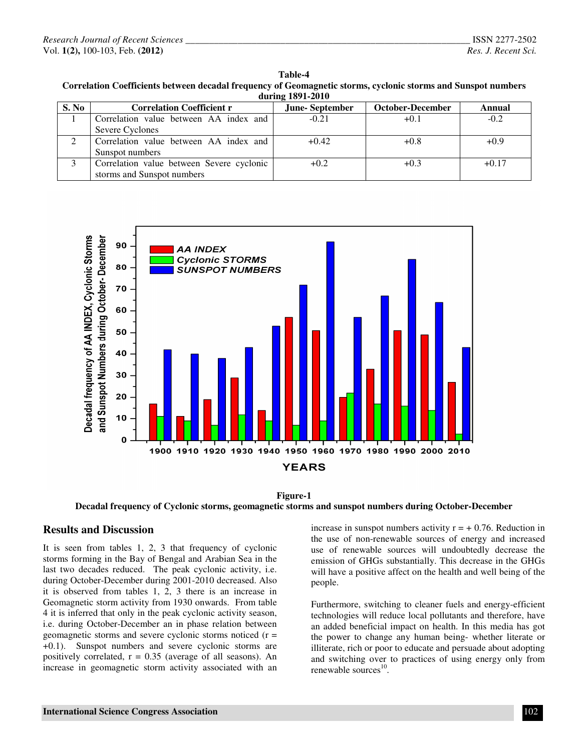**Table-4**
**Correlation Coefficients between decadal frequency of Geomagnetic storms, cyclonic storms and Sunspot numbers during 1891-2010**

| S. No | Correlation Coefficient r | June- September | October-December | Annual |
|---|---|---|---|---|
| 1 | Correlation value between AA index and Severe Cyclones | -0.21 | +0.1 | -0.2 |
| 2 | Correlation value between AA index and Sunspot numbers | +0.42 | +0.8 | +0.9 |
| 3 | Correlation value between Severe cyclonic storms and Sunspot numbers | +0.2 | +0.3 | +0.17 |

**Figure-1**
**Decadal frequency of Cyclonic storms, geomagnetic storms and sunspot numbers during October-December**

## Results and Discussion

It is seen from tables 1, 2, 3 that frequency of cyclonic storms forming in the Bay of Bengal and Arabian Sea in the last two decades reduced. The peak cyclonic activity, i.e. during October-December during 2001-2010 decreased. Also it is observed from tables 1, 2, 3 there is an increase in Geomagnetic storm activity from 1930 onwards. From table 4 it is inferred that only in the peak cyclonic activity season, i.e. during October-December an in phase relation between geomagnetic storms and severe cyclonic storms noticed (r = +0.1). Sunspot numbers and severe cyclonic storms are positively correlated, r = 0.35 (average of all seasons). An increase in geomagnetic storm activity associated with an increase in sunspot numbers activity r = + 0.76. Reduction in the use of non-renewable sources of energy and increased use of renewable sources will undoubtedly decrease the emission of GHGs substantially. This decrease in the GHGs will have a positive affect on the health and well being of the people.

Furthermore, switching to cleaner fuels and energy-efficient technologies will reduce local pollutants and therefore, have an added beneficial impact on health. In this media has got the power to change any human being- whether literate or illiterate, rich or poor to educate and persuade about adopting and switching over to practices of using energy only from renewable sources[10].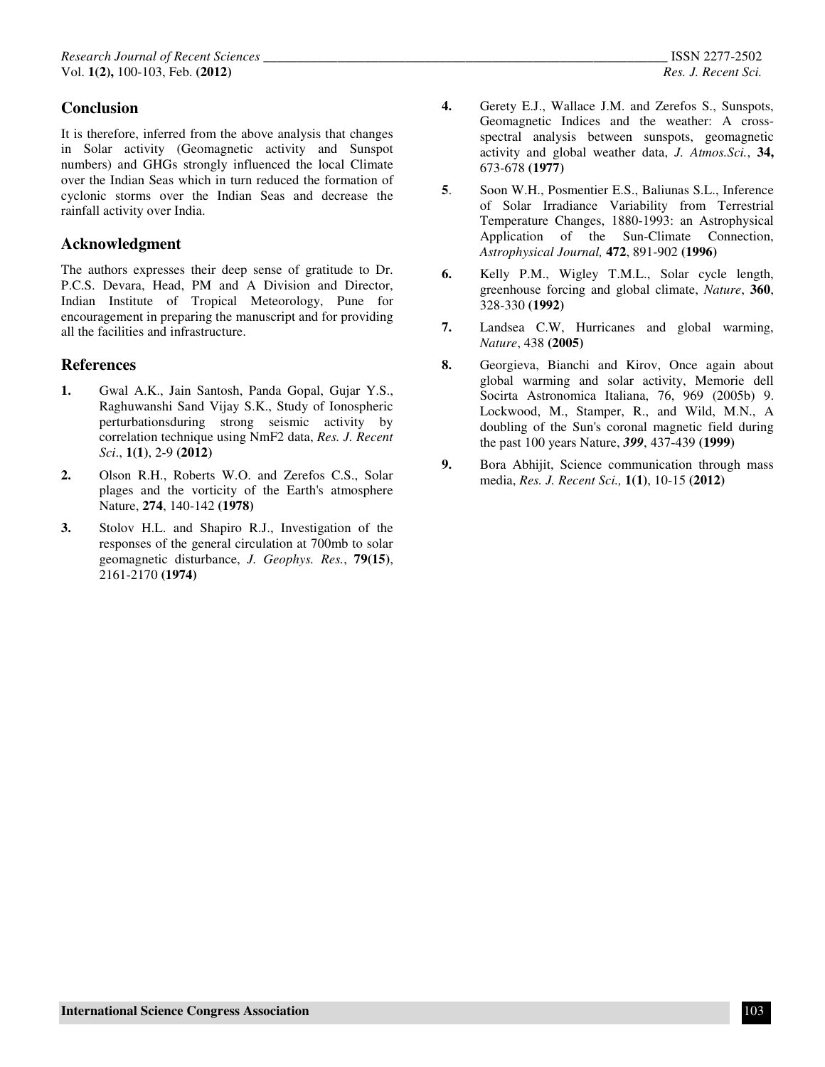## Conclusion

It is therefore, inferred from the above analysis that changes in Solar activity (Geomagnetic activity and Sunspot numbers) and GHGs strongly influenced the local Climate over the Indian Seas which in turn reduced the formation of cyclonic storms over the Indian Seas and decrease the rainfall activity over India.

## Acknowledgment

The authors expresses their deep sense of gratitude to Dr. P.C.S. Devara, Head, PM and A Division and Director, Indian Institute of Tropical Meteorology, Pune for encouragement in preparing the manuscript and for providing all the facilities and infrastructure.

## References

1. Gwal A.K., Jain Santosh, Panda Gopal, Gujar Y.S., Raghuwanshi Sand Vijay S.K., Study of Ionospheric perturbationsduring strong seismic activity by correlation technique using NmF2 data, *Res. J. Recent Sci*., **1(1)**, 2-9 **(2012)**

2. Olson R.H., Roberts W.O. and Zerefos C.S., Solar plages and the vorticity of the Earth's atmosphere Nature, **274**, 140-142 **(1978)**

3. Stolov H.L. and Shapiro R.J., Investigation of the responses of the general circulation at 700mb to solar geomagnetic disturbance, *J. Geophys. Res.*, **79(15)**, 2161-2170 **(1974)**

4. Gerety E.J., Wallace J.M. and Zerefos S., Sunspots, Geomagnetic Indices and the weather: A cross-spectral analysis between sunspots, geomagnetic activity and global weather data, *J. Atmos.Sci.*, **34,** 673-678 **(1977)**

5. Soon W.H., Posmentier E.S., Baliunas S.L., Inference of Solar Irradiance Variability from Terrestrial Temperature Changes, 1880-1993: an Astrophysical Application of the Sun-Climate Connection, *Astrophysical Journal,* **472**, 891-902 **(1996)**

6. Kelly P.M., Wigley T.M.L., Solar cycle length, greenhouse forcing and global climate, *Nature*, **360**, 328-330 **(1992)**

7. Landsea C.W, Hurricanes and global warming, *Nature*, 438 **(2005)**

8. Georgieva, Bianchi and Kirov, Once again about global warming and solar activity, Memorie dell Socirta Astronomica Italiana, 76, 969 (2005b) 9. Lockwood, M., Stamper, R., and Wild, M.N., A doubling of the Sun's coronal magnetic field during the past 100 years Nature, ***399***, 437-439 **(1999)**

9. Bora Abhijit, Science communication through mass media, *Res. J. Recent Sci.,* **1(1)**, 10-15 **(2012)**